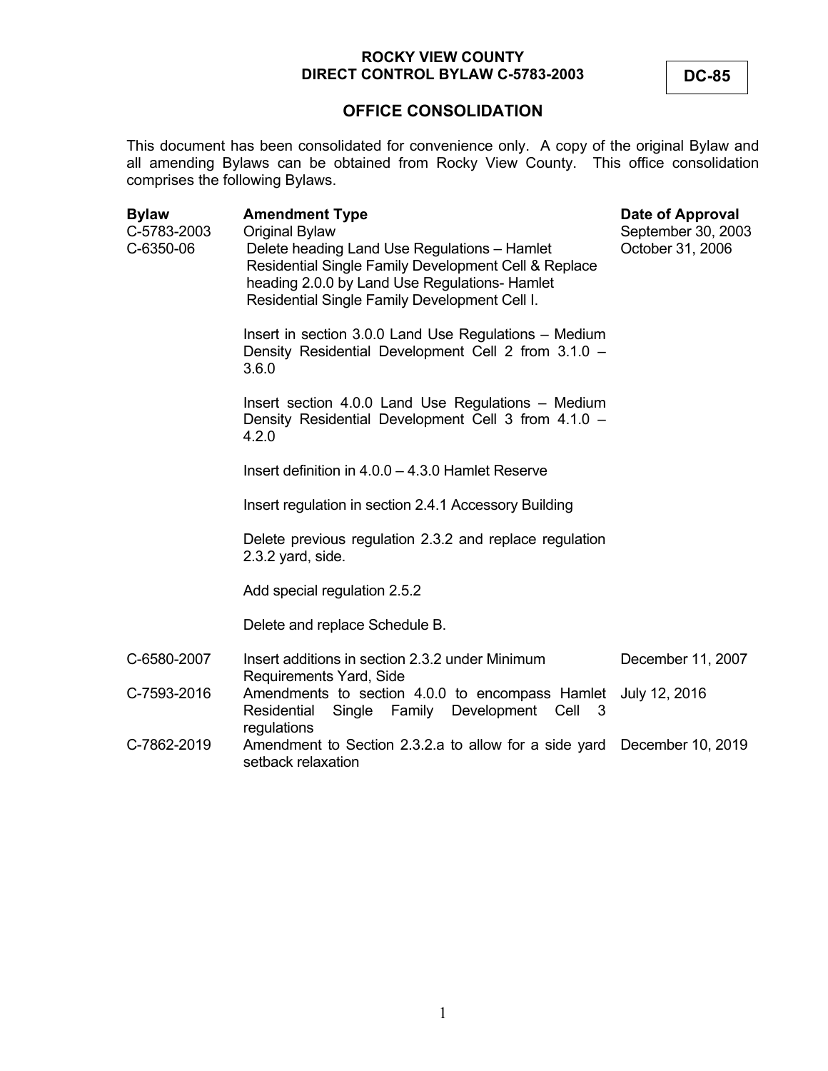**ROCKY VIEW COUNTY**
**DIRECT CONTROL BYLAW C-5783-2003**

**DC-85**

## OFFICE CONSOLIDATION

This document has been consolidated for convenience only. A copy of the original Bylaw and all amending Bylaws can be obtained from Rocky View County. This office consolidation comprises the following Bylaws.

| Bylaw | Amendment Type | Date of Approval |
|---|---|---|
| C-5783-2003 | Original Bylaw | September 30, 2003 |
| C-6350-06 | Delete heading Land Use Regulations – Hamlet Residential Single Family Development Cell & Replace heading 2.0.0 by Land Use Regulations- Hamlet Residential Single Family Development Cell I.<br><br>Insert in section 3.0.0 Land Use Regulations – Medium Density Residential Development Cell 2 from 3.1.0 – 3.6.0<br><br>Insert section 4.0.0 Land Use Regulations – Medium Density Residential Development Cell 3 from 4.1.0 – 4.2.0<br><br>Insert definition in 4.0.0 – 4.3.0 Hamlet Reserve<br><br>Insert regulation in section 2.4.1 Accessory Building<br><br>Delete previous regulation 2.3.2 and replace regulation 2.3.2 yard, side.<br><br>Add special regulation 2.5.2<br><br>Delete and replace Schedule B. | October 31, 2006 |
| C-6580-2007 | Insert additions in section 2.3.2 under Minimum Requirements Yard, Side | December 11, 2007 |
| C-7593-2016 | Amendments to section 4.0.0 to encompass Hamlet Residential Single Family Development Cell 3 regulations | July 12, 2016 |
| C-7862-2019 | Amendment to Section 2.3.2.a to allow for a side yard setback relaxation | December 10, 2019 |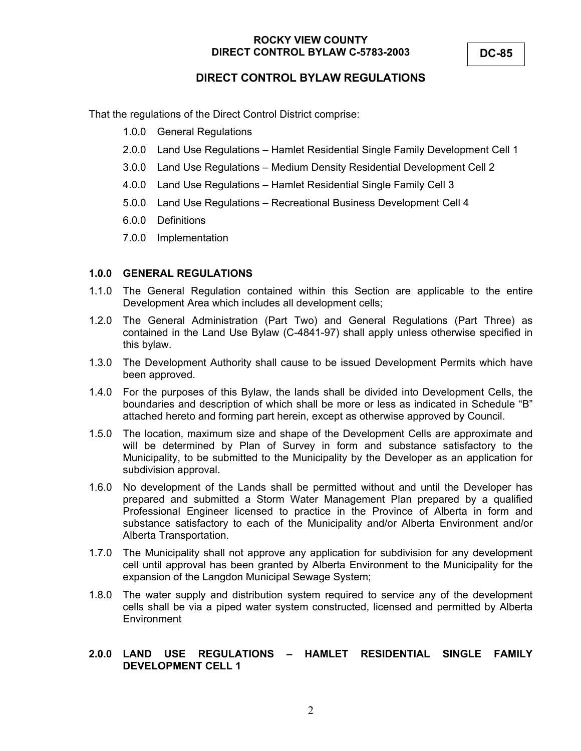**ROCKY VIEW COUNTY**
**DIRECT CONTROL BYLAW C-5783-2003**

**DC-85**

## DIRECT CONTROL BYLAW REGULATIONS

That the regulations of the Direct Control District comprise:

- 1.0.0 General Regulations
- 2.0.0 Land Use Regulations – Hamlet Residential Single Family Development Cell 1
- 3.0.0 Land Use Regulations – Medium Density Residential Development Cell 2
- 4.0.0 Land Use Regulations – Hamlet Residential Single Family Cell 3
- 5.0.0 Land Use Regulations – Recreational Business Development Cell 4
- 6.0.0 Definitions
- 7.0.0 Implementation

### 1.0.0 GENERAL REGULATIONS

1.1.0 The General Regulation contained within this Section are applicable to the entire Development Area which includes all development cells;

1.2.0 The General Administration (Part Two) and General Regulations (Part Three) as contained in the Land Use Bylaw (C-4841-97) shall apply unless otherwise specified in this bylaw.

1.3.0 The Development Authority shall cause to be issued Development Permits which have been approved.

1.4.0 For the purposes of this Bylaw, the lands shall be divided into Development Cells, the boundaries and description of which shall be more or less as indicated in Schedule "B" attached hereto and forming part herein, except as otherwise approved by Council.

1.5.0 The location, maximum size and shape of the Development Cells are approximate and will be determined by Plan of Survey in form and substance satisfactory to the Municipality, to be submitted to the Municipality by the Developer as an application for subdivision approval.

1.6.0 No development of the Lands shall be permitted without and until the Developer has prepared and submitted a Storm Water Management Plan prepared by a qualified Professional Engineer licensed to practice in the Province of Alberta in form and substance satisfactory to each of the Municipality and/or Alberta Environment and/or Alberta Transportation.

1.7.0 The Municipality shall not approve any application for subdivision for any development cell until approval has been granted by Alberta Environment to the Municipality for the expansion of the Langdon Municipal Sewage System;

1.8.0 The water supply and distribution system required to service any of the development cells shall be via a piped water system constructed, licensed and permitted by Alberta Environment

### 2.0.0 LAND USE REGULATIONS – HAMLET RESIDENTIAL SINGLE FAMILY DEVELOPMENT CELL 1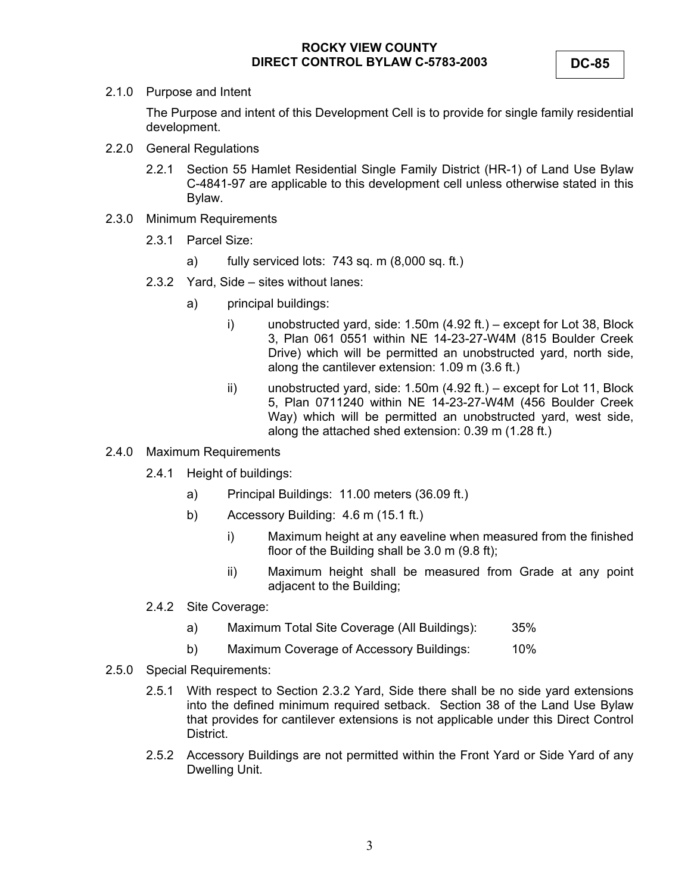**ROCKY VIEW COUNTY**
**DIRECT CONTROL BYLAW C-5783-2003**

**DC-85**

2.1.0 Purpose and Intent

The Purpose and intent of this Development Cell is to provide for single family residential development.

2.2.0 General Regulations

2.2.1 Section 55 Hamlet Residential Single Family District (HR-1) of Land Use Bylaw C-4841-97 are applicable to this development cell unless otherwise stated in this Bylaw.

2.3.0 Minimum Requirements

2.3.1 Parcel Size:

a) fully serviced lots: 743 sq. m (8,000 sq. ft.)

2.3.2 Yard, Side – sites without lanes:

a) principal buildings:

i) unobstructed yard, side: 1.50m (4.92 ft.) – except for Lot 38, Block 3, Plan 061 0551 within NE 14-23-27-W4M (815 Boulder Creek Drive) which will be permitted an unobstructed yard, north side, along the cantilever extension: 1.09 m (3.6 ft.)

ii) unobstructed yard, side: 1.50m (4.92 ft.) – except for Lot 11, Block 5, Plan 0711240 within NE 14-23-27-W4M (456 Boulder Creek Way) which will be permitted an unobstructed yard, west side, along the attached shed extension: 0.39 m (1.28 ft.)

2.4.0 Maximum Requirements

2.4.1 Height of buildings:

a) Principal Buildings: 11.00 meters (36.09 ft.)

b) Accessory Building: 4.6 m (15.1 ft.)

i) Maximum height at any eaveline when measured from the finished floor of the Building shall be 3.0 m (9.8 ft);

ii) Maximum height shall be measured from Grade at any point adjacent to the Building;

2.4.2 Site Coverage:

a) Maximum Total Site Coverage (All Buildings): 35%

b) Maximum Coverage of Accessory Buildings: 10%

2.5.0 Special Requirements:

2.5.1 With respect to Section 2.3.2 Yard, Side there shall be no side yard extensions into the defined minimum required setback. Section 38 of the Land Use Bylaw that provides for cantilever extensions is not applicable under this Direct Control District.

2.5.2 Accessory Buildings are not permitted within the Front Yard or Side Yard of any Dwelling Unit.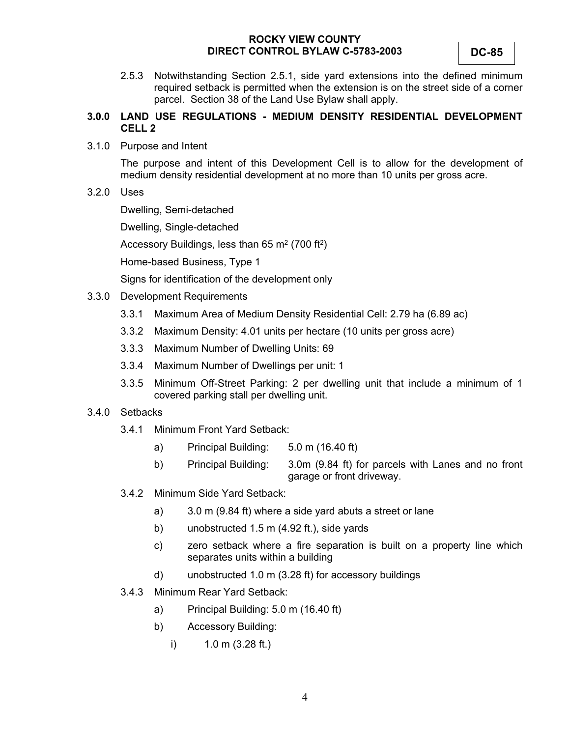2.5.3 Notwithstanding Section 2.5.1, side yard extensions into the defined minimum required setback is permitted when the extension is on the street side of a corner parcel. Section 38 of the Land Use Bylaw shall apply.

## 3.0.0 LAND USE REGULATIONS - MEDIUM DENSITY RESIDENTIAL DEVELOPMENT CELL 2

3.1.0 Purpose and Intent

The purpose and intent of this Development Cell is to allow for the development of medium density residential development at no more than 10 units per gross acre.

3.2.0 Uses

Dwelling, Semi-detached

Dwelling, Single-detached

Accessory Buildings, less than 65 $m^2$ (700 $ft^2$)

Home-based Business, Type 1

Signs for identification of the development only

3.3.0 Development Requirements

3.3.1 Maximum Area of Medium Density Residential Cell: 2.79 ha (6.89 ac)

3.3.2 Maximum Density: 4.01 units per hectare (10 units per gross acre)

3.3.3 Maximum Number of Dwelling Units: 69

3.3.4 Maximum Number of Dwellings per unit: 1

3.3.5 Minimum Off-Street Parking: 2 per dwelling unit that include a minimum of 1 covered parking stall per dwelling unit.

3.4.0 Setbacks

3.4.1 Minimum Front Yard Setback:

a) Principal Building: 5.0 m (16.40 ft)

b) Principal Building: 3.0m (9.84 ft) for parcels with Lanes and no front garage or front driveway.

3.4.2 Minimum Side Yard Setback:

a) 3.0 m (9.84 ft) where a side yard abuts a street or lane

b) unobstructed 1.5 m (4.92 ft.), side yards

c) zero setback where a fire separation is built on a property line which separates units within a building

d) unobstructed 1.0 m (3.28 ft) for accessory buildings

3.4.3 Minimum Rear Yard Setback:

a) Principal Building: 5.0 m (16.40 ft)

b) Accessory Building:

i) 1.0 m (3.28 ft.)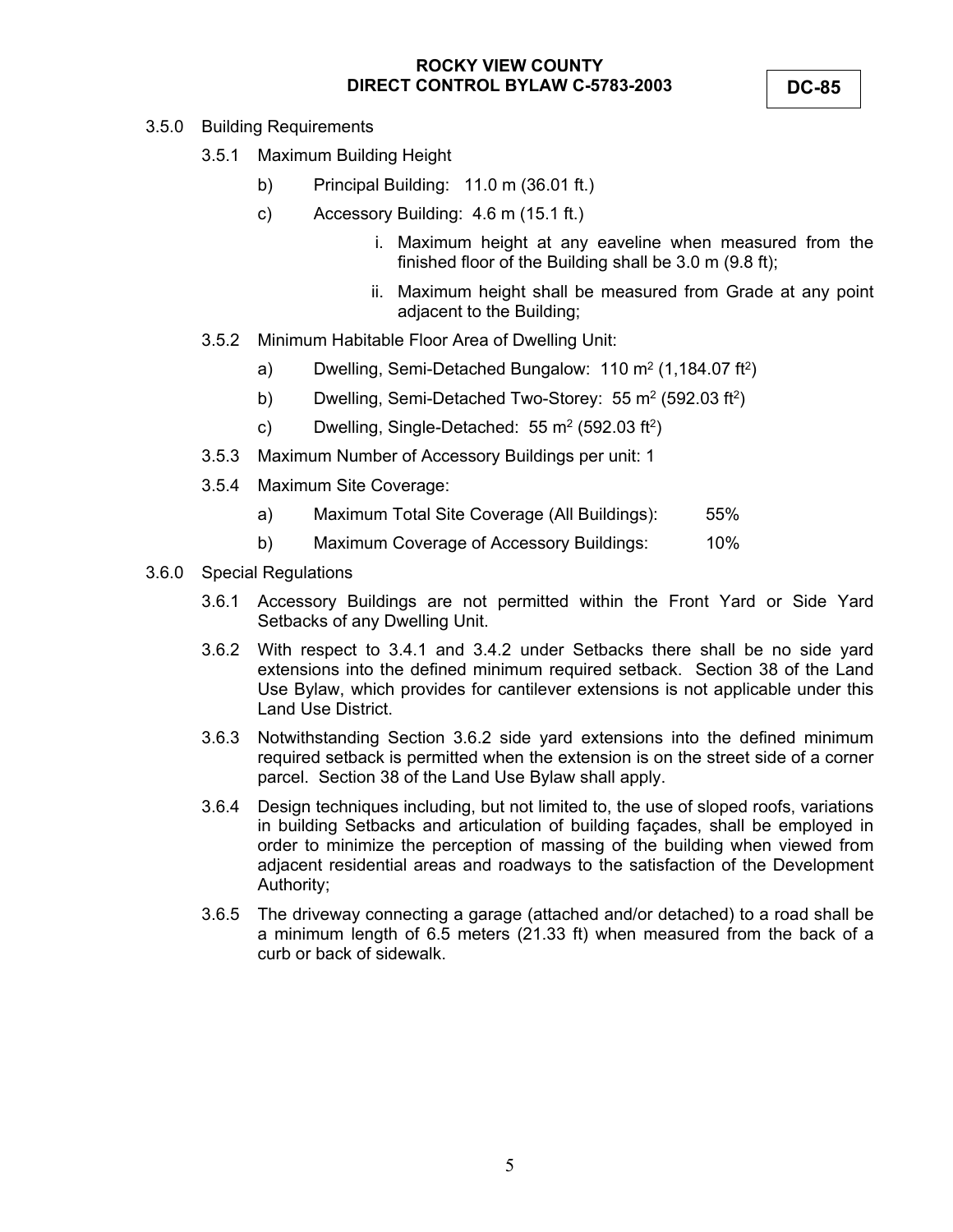3.5.0 Building Requirements

3.5.1 Maximum Building Height

b) Principal Building: 11.0 m (36.01 ft.)

c) Accessory Building: 4.6 m (15.1 ft.)

i. Maximum height at any eaveline when measured from the finished floor of the Building shall be 3.0 m (9.8 ft);

ii. Maximum height shall be measured from Grade at any point adjacent to the Building;

3.5.2 Minimum Habitable Floor Area of Dwelling Unit:

a) Dwelling, Semi-Detached Bungalow: 110 $m^2$ (1,184.07 $ft^2$)

b) Dwelling, Semi-Detached Two-Storey: 55 $m^2$ (592.03 $ft^2$)

c) Dwelling, Single-Detached: 55 $m^2$ (592.03 $ft^2$)

3.5.3 Maximum Number of Accessory Buildings per unit: 1

3.5.4 Maximum Site Coverage:

a) Maximum Total Site Coverage (All Buildings): 55%

b) Maximum Coverage of Accessory Buildings: 10%

3.6.0 Special Regulations

3.6.1 Accessory Buildings are not permitted within the Front Yard or Side Yard Setbacks of any Dwelling Unit.

3.6.2 With respect to 3.4.1 and 3.4.2 under Setbacks there shall be no side yard extensions into the defined minimum required setback. Section 38 of the Land Use Bylaw, which provides for cantilever extensions is not applicable under this Land Use District.

3.6.3 Notwithstanding Section 3.6.2 side yard extensions into the defined minimum required setback is permitted when the extension is on the street side of a corner parcel. Section 38 of the Land Use Bylaw shall apply.

3.6.4 Design techniques including, but not limited to, the use of sloped roofs, variations in building Setbacks and articulation of building façades, shall be employed in order to minimize the perception of massing of the building when viewed from adjacent residential areas and roadways to the satisfaction of the Development Authority;

3.6.5 The driveway connecting a garage (attached and/or detached) to a road shall be a minimum length of 6.5 meters (21.33 ft) when measured from the back of a curb or back of sidewalk.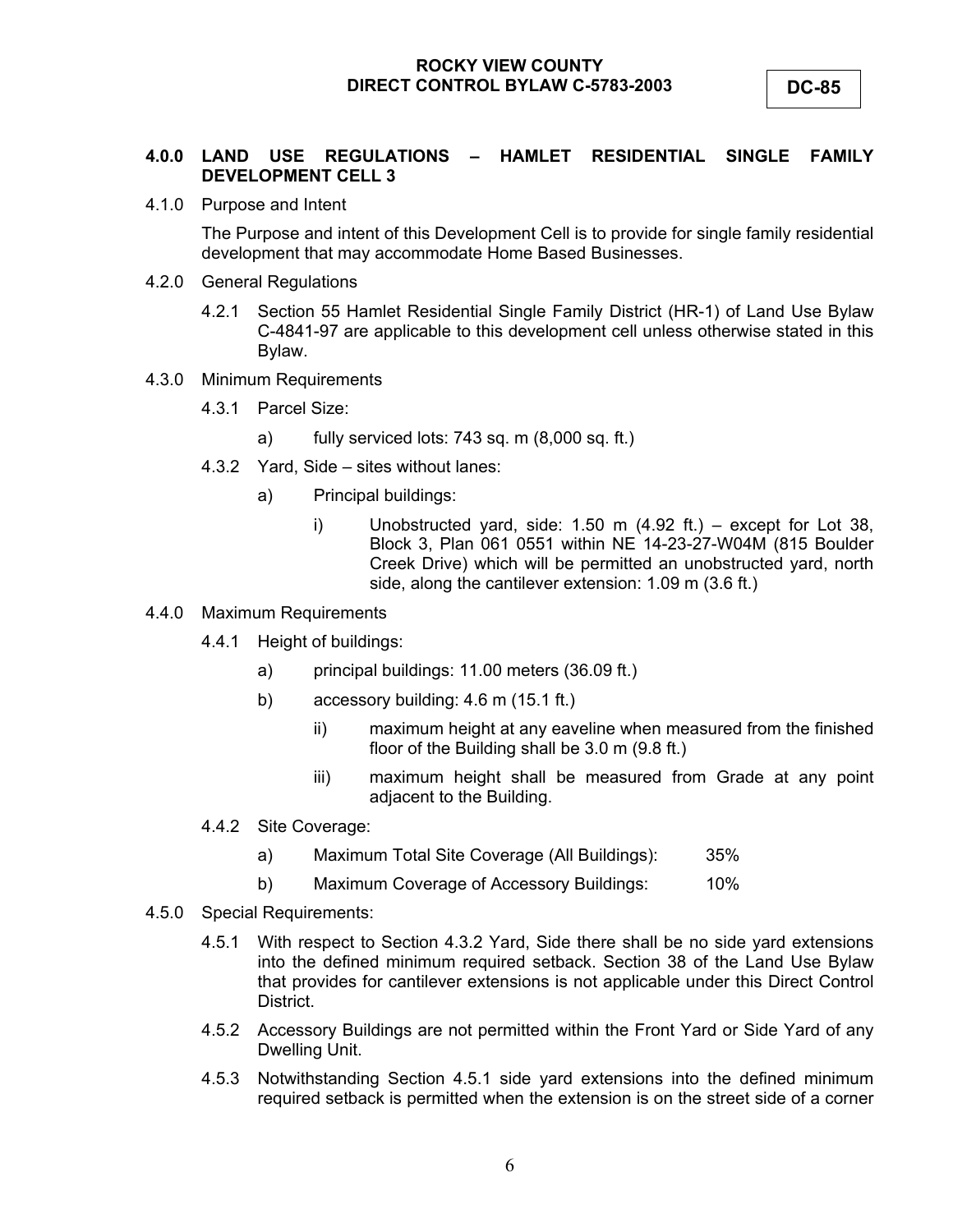## 4.0.0 LAND USE REGULATIONS – HAMLET RESIDENTIAL SINGLE FAMILY DEVELOPMENT CELL 3

4.1.0 Purpose and Intent

The Purpose and intent of this Development Cell is to provide for single family residential development that may accommodate Home Based Businesses.

4.2.0 General Regulations

4.2.1 Section 55 Hamlet Residential Single Family District (HR-1) of Land Use Bylaw C-4841-97 are applicable to this development cell unless otherwise stated in this Bylaw.

4.3.0 Minimum Requirements

4.3.1 Parcel Size:

a) fully serviced lots: 743 sq. m (8,000 sq. ft.)

4.3.2 Yard, Side – sites without lanes:

a) Principal buildings:

i) Unobstructed yard, side: 1.50 m (4.92 ft.) – except for Lot 38, Block 3, Plan 061 0551 within NE 14-23-27-W04M (815 Boulder Creek Drive) which will be permitted an unobstructed yard, north side, along the cantilever extension: 1.09 m (3.6 ft.)

4.4.0 Maximum Requirements

4.4.1 Height of buildings:

a) principal buildings: 11.00 meters (36.09 ft.)

b) accessory building: 4.6 m (15.1 ft.)

ii) maximum height at any eaveline when measured from the finished floor of the Building shall be 3.0 m (9.8 ft.)

iii) maximum height shall be measured from Grade at any point adjacent to the Building.

4.4.2 Site Coverage:

a) Maximum Total Site Coverage (All Buildings): 35%

b) Maximum Coverage of Accessory Buildings: 10%

4.5.0 Special Requirements:

4.5.1 With respect to Section 4.3.2 Yard, Side there shall be no side yard extensions into the defined minimum required setback. Section 38 of the Land Use Bylaw that provides for cantilever extensions is not applicable under this Direct Control District.

4.5.2 Accessory Buildings are not permitted within the Front Yard or Side Yard of any Dwelling Unit.

4.5.3 Notwithstanding Section 4.5.1 side yard extensions into the defined minimum required setback is permitted when the extension is on the street side of a corner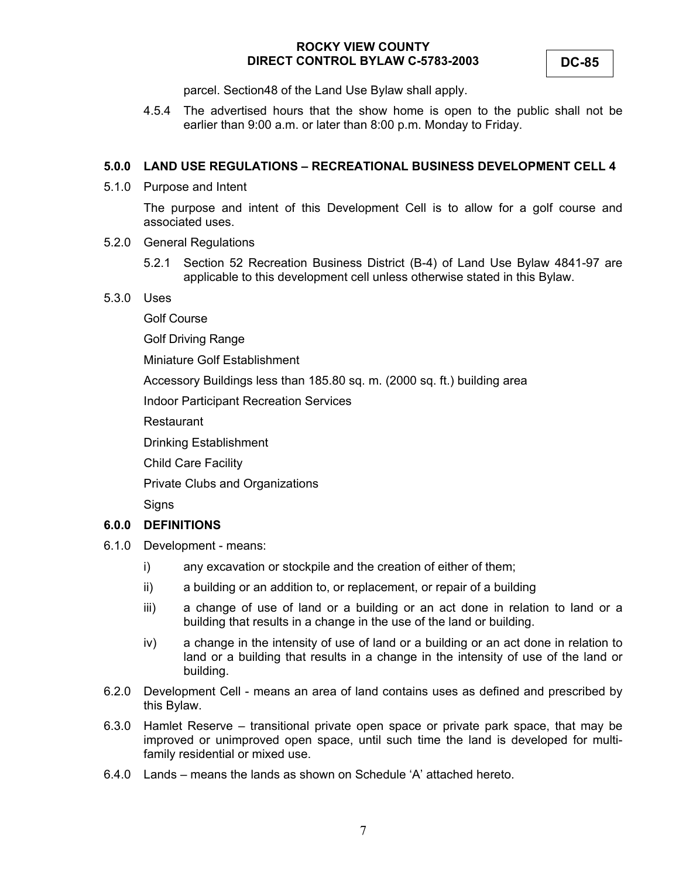parcel. Section48 of the Land Use Bylaw shall apply.

4.5.4 The advertised hours that the show home is open to the public shall not be earlier than 9:00 a.m. or later than 8:00 p.m. Monday to Friday.

## 5.0.0 LAND USE REGULATIONS – RECREATIONAL BUSINESS DEVELOPMENT CELL 4

5.1.0 Purpose and Intent

The purpose and intent of this Development Cell is to allow for a golf course and associated uses.

5.2.0 General Regulations

5.2.1 Section 52 Recreation Business District (B-4) of Land Use Bylaw 4841-97 are applicable to this development cell unless otherwise stated in this Bylaw.

5.3.0 Uses

Golf Course

Golf Driving Range

Miniature Golf Establishment

Accessory Buildings less than 185.80 sq. m. (2000 sq. ft.) building area

Indoor Participant Recreation Services

Restaurant

Drinking Establishment

Child Care Facility

Private Clubs and Organizations

Signs

## 6.0.0 DEFINITIONS

6.1.0 Development - means:

i) any excavation or stockpile and the creation of either of them;

ii) a building or an addition to, or replacement, or repair of a building

iii) a change of use of land or a building or an act done in relation to land or a building that results in a change in the use of the land or building.

iv) a change in the intensity of use of land or a building or an act done in relation to land or a building that results in a change in the intensity of use of the land or building.

6.2.0 Development Cell - means an area of land contains uses as defined and prescribed by this Bylaw.

6.3.0 Hamlet Reserve – transitional private open space or private park space, that may be improved or unimproved open space, until such time the land is developed for multi-family residential or mixed use.

6.4.0 Lands – means the lands as shown on Schedule 'A' attached hereto.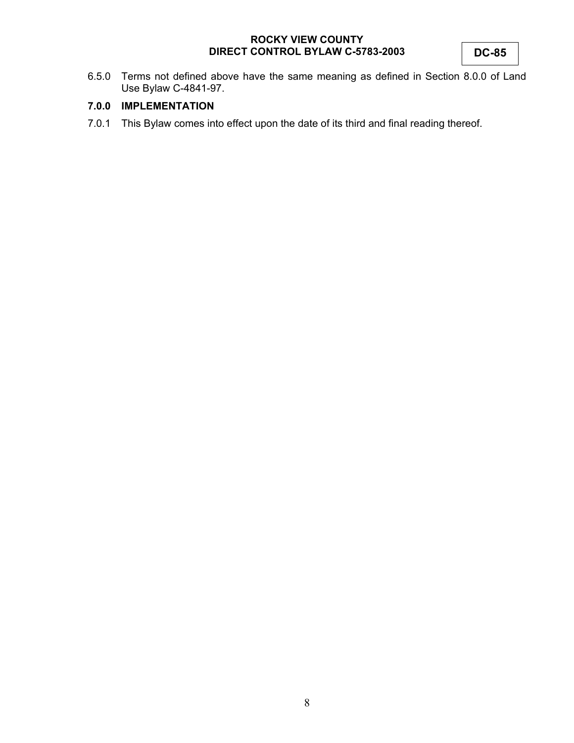6.5.0 Terms not defined above have the same meaning as defined in Section 8.0.0 of Land Use Bylaw C-4841-97.

## 7.0.0 IMPLEMENTATION

7.0.1 This Bylaw comes into effect upon the date of its third and final reading thereof.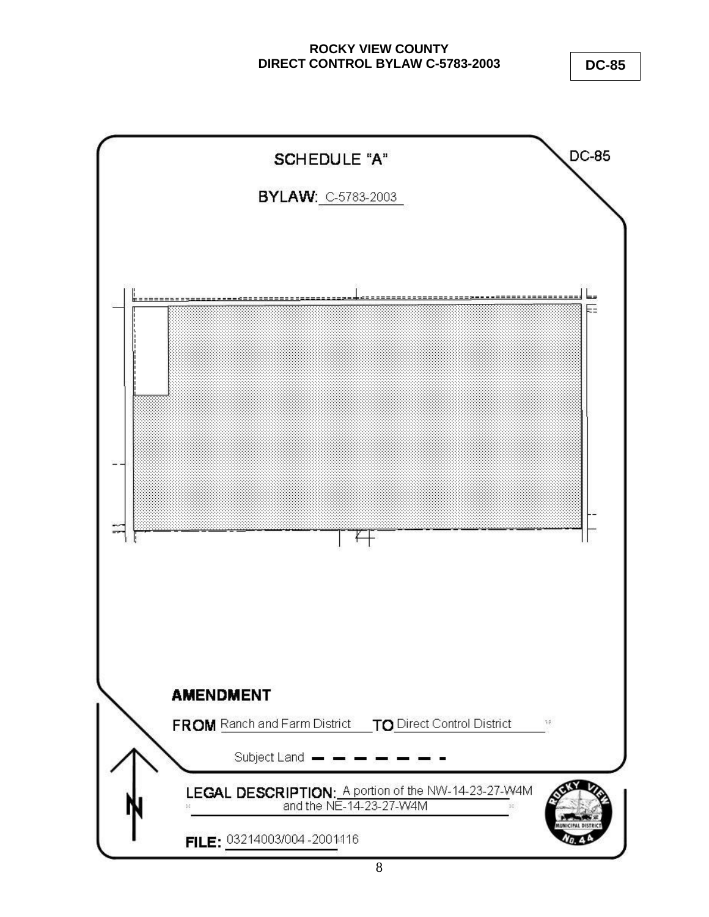**ROCKY VIEW COUNTY**
**DIRECT CONTROL BYLAW C-5783-2003**

**DC-85**

DC-85

# SCHEDULE "A"

**BYLAW:** C-5783-2003

**AMENDMENT**

**FROM** Ranch and Farm District **TO** Direct Control District

Subject Land — — — — — —

**LEGAL DESCRIPTION:** A portion of the NW-14-23-27-W4M and the NE-14-23-27-W4M

**FILE:** 03214003/004 -2001116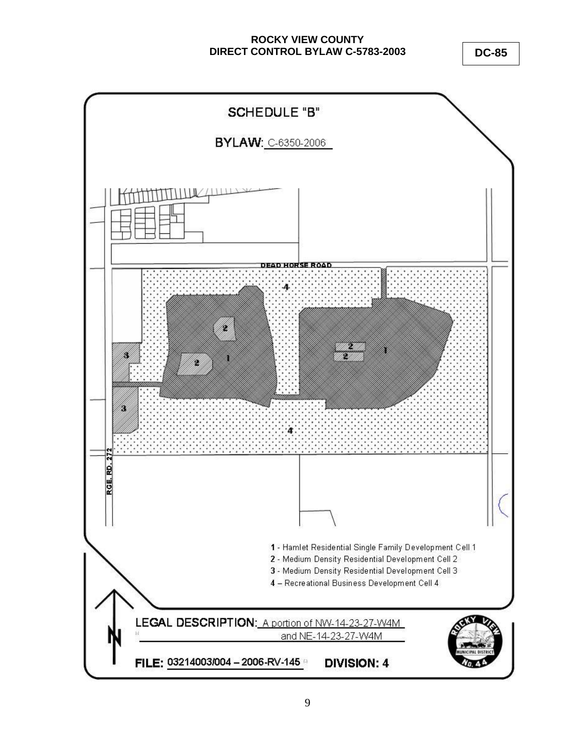# SCHEDULE "B"

BYLAW: C-6350-2006

DEAD HORSE ROAD

RGE. RD. 272

4

2

2

1

2

2

1

3

3

4

1 - Hamlet Residential Single Family Development Cell 1
2 - Medium Density Residential Development Cell 2
3 - Medium Density Residential Development Cell 3
4 – Recreational Business Development Cell 4

N

LEGAL DESCRIPTION: A portion of NW-14-23-27-W4M and NE-14-23-27-W4M

FILE: 03214003/004 – 2006-RV-145

DIVISION: 4

ROCKY VIEW MUNICIPAL DISTRICT No. 44